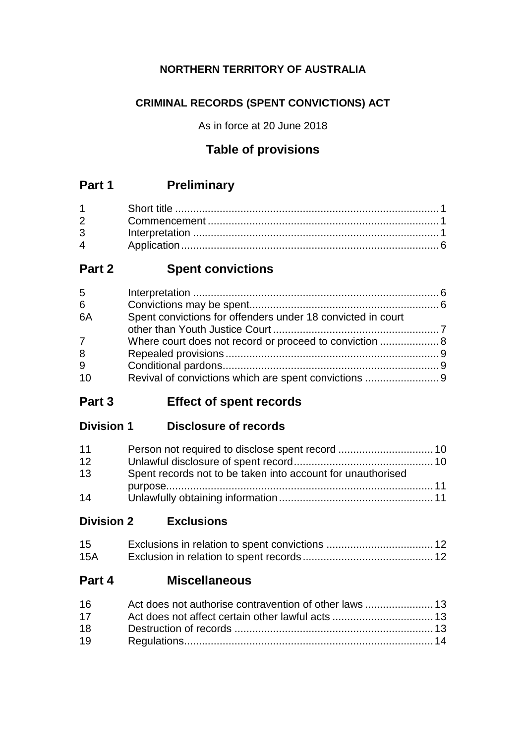**NORTHERN TERRITORY OF AUSTRALIA**

**CRIMINAL RECORDS (SPENT CONVICTIONS) ACT**

As in force at 20 June 2018

## Table of provisions

## Part 1 Preliminary

| | | |
|---|---|---|
| 1 | Short title | 1 |
| 2 | Commencement | 1 |
| 3 | Interpretation | 1 |
| 4 | Application | 6 |

## Part 2 Spent convictions

| | | |
|---|---|---|
| 5 | Interpretation | 6 |
| 6 | Convictions may be spent | 6 |
| 6A | Spent convictions for offenders under 18 convicted in court other than Youth Justice Court | 7 |
| 7 | Where court does not record or proceed to conviction | 8 |
| 8 | Repealed provisions | 9 |
| 9 | Conditional pardons | 9 |
| 10 | Revival of convictions which are spent convictions | 9 |

## Part 3 Effect of spent records

### Division 1 Disclosure of records

| | | |
|---|---|---|
| 11 | Person not required to disclose spent record | 10 |
| 12 | Unlawful disclosure of spent record | 10 |
| 13 | Spent records not to be taken into account for unauthorised purpose | 11 |
| 14 | Unlawfully obtaining information | 11 |

### Division 2 Exclusions

| | | |
|---|---|---|
| 15 | Exclusions in relation to spent convictions | 12 |
| 15A | Exclusion in relation to spent records | 12 |

## Part 4 Miscellaneous

| | | |
|---|---|---|
| 16 | Act does not authorise contravention of other laws | 13 |
| 17 | Act does not affect certain other lawful acts | 13 |
| 18 | Destruction of records | 13 |
| 19 | Regulations | 14 |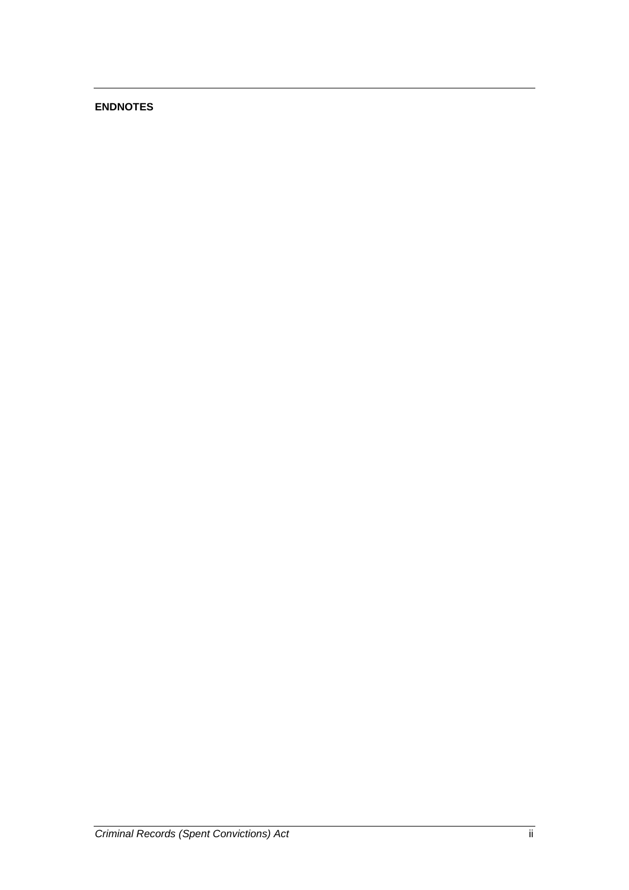**ENDNOTES**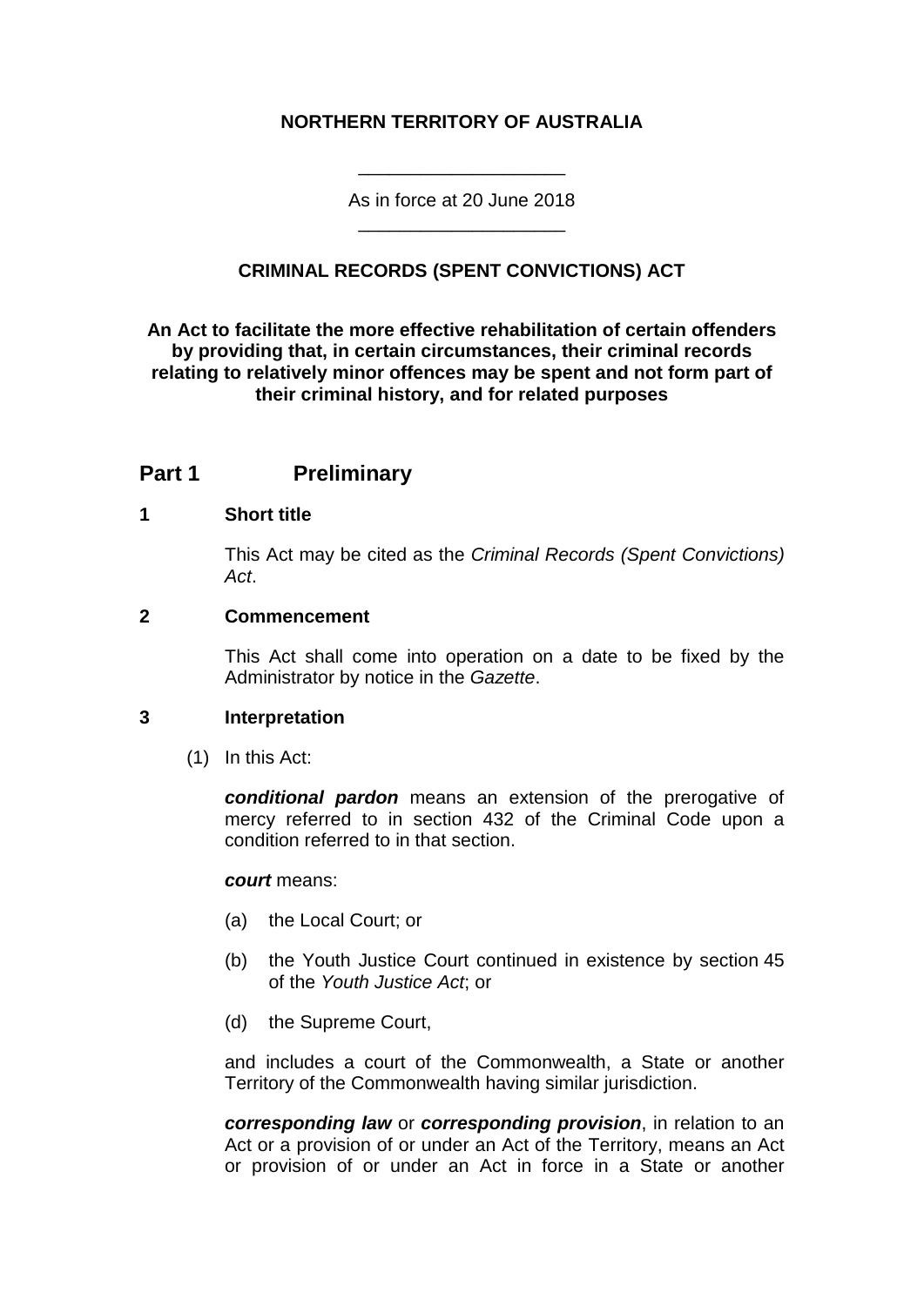**NORTHERN TERRITORY OF AUSTRALIA**

\_\_\_\_\_\_\_\_\_\_\_\_\_\_\_\_\_\_\_\_

As in force at 20 June 2018

\_\_\_\_\_\_\_\_\_\_\_\_\_\_\_\_\_\_\_\_

**CRIMINAL RECORDS (SPENT CONVICTIONS) ACT**

**An Act to facilitate the more effective rehabilitation of certain offenders by providing that, in certain circumstances, their criminal records relating to relatively minor offences may be spent and not form part of their criminal history, and for related purposes**

## Part 1 Preliminary

### 1 Short title

This Act may be cited as the *Criminal Records (Spent Convictions) Act*.

### 2 Commencement

This Act shall come into operation on a date to be fixed by the Administrator by notice in the *Gazette*.

### 3 Interpretation

(1) In this Act:

***conditional pardon*** means an extension of the prerogative of mercy referred to in section 432 of the Criminal Code upon a condition referred to in that section.

***court*** means:

(a) the Local Court; or

(b) the Youth Justice Court continued in existence by section 45 of the *Youth Justice Act*; or

(d) the Supreme Court,

and includes a court of the Commonwealth, a State or another Territory of the Commonwealth having similar jurisdiction.

***corresponding law*** or ***corresponding provision***, in relation to an Act or a provision of or under an Act of the Territory, means an Act or provision of or under an Act in force in a State or another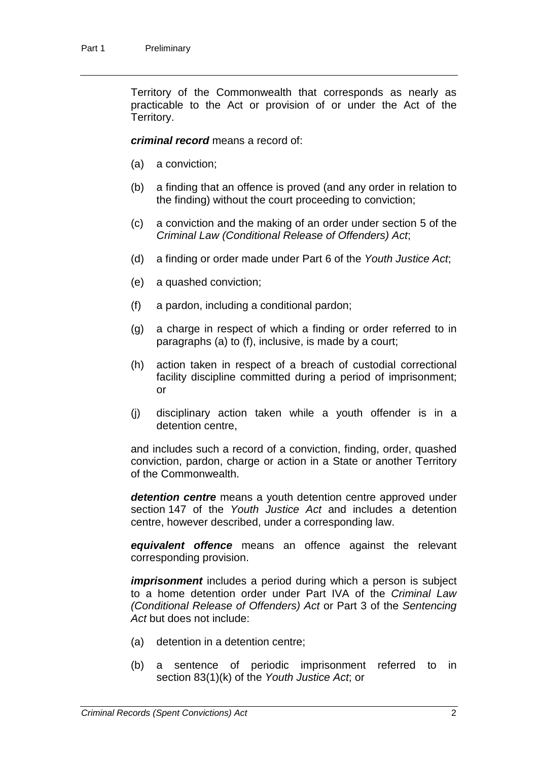Territory of the Commonwealth that corresponds as nearly as practicable to the Act or provision of or under the Act of the Territory.

***criminal record*** means a record of:

(a) a conviction;

(b) a finding that an offence is proved (and any order in relation to the finding) without the court proceeding to conviction;

(c) a conviction and the making of an order under section 5 of the *Criminal Law (Conditional Release of Offenders) Act*;

(d) a finding or order made under Part 6 of the *Youth Justice Act*;

(e) a quashed conviction;

(f) a pardon, including a conditional pardon;

(g) a charge in respect of which a finding or order referred to in paragraphs (a) to (f), inclusive, is made by a court;

(h) action taken in respect of a breach of custodial correctional facility discipline committed during a period of imprisonment; or

(j) disciplinary action taken while a youth offender is in a detention centre,

and includes such a record of a conviction, finding, order, quashed conviction, pardon, charge or action in a State or another Territory of the Commonwealth.

***detention centre*** means a youth detention centre approved under section 147 of the *Youth Justice Act* and includes a detention centre, however described, under a corresponding law.

***equivalent offence*** means an offence against the relevant corresponding provision.

***imprisonment*** includes a period during which a person is subject to a home detention order under Part IVA of the *Criminal Law (Conditional Release of Offenders) Act* or Part 3 of the *Sentencing Act* but does not include:

(a) detention in a detention centre;

(b) a sentence of periodic imprisonment referred to in section 83(1)(k) of the *Youth Justice Act*; or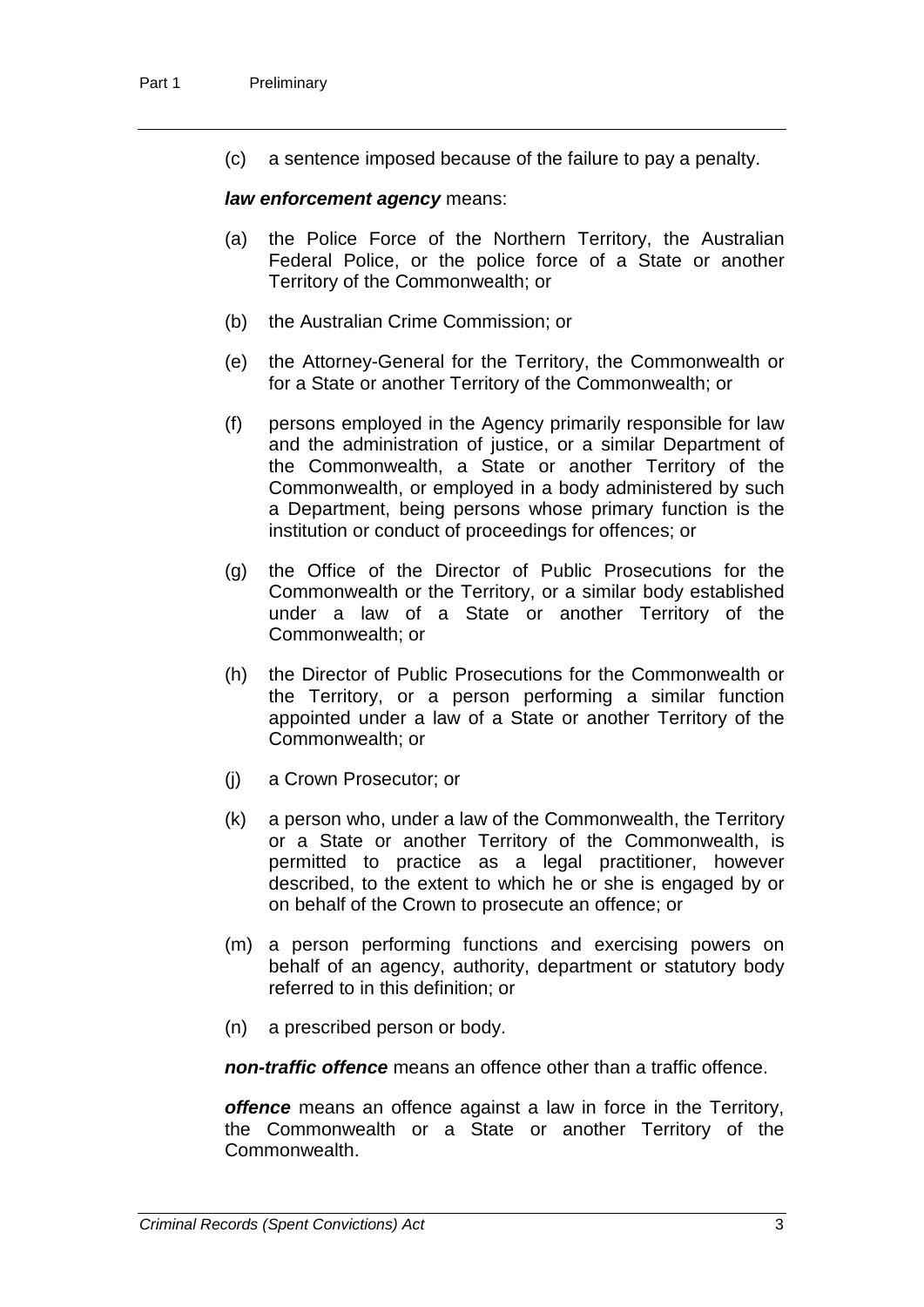(c) a sentence imposed because of the failure to pay a penalty.

***law enforcement agency*** means:

(a) the Police Force of the Northern Territory, the Australian Federal Police, or the police force of a State or another Territory of the Commonwealth; or

(b) the Australian Crime Commission; or

(e) the Attorney-General for the Territory, the Commonwealth or for a State or another Territory of the Commonwealth; or

(f) persons employed in the Agency primarily responsible for law and the administration of justice, or a similar Department of the Commonwealth, a State or another Territory of the Commonwealth, or employed in a body administered by such a Department, being persons whose primary function is the institution or conduct of proceedings for offences; or

(g) the Office of the Director of Public Prosecutions for the Commonwealth or the Territory, or a similar body established under a law of a State or another Territory of the Commonwealth; or

(h) the Director of Public Prosecutions for the Commonwealth or the Territory, or a person performing a similar function appointed under a law of a State or another Territory of the Commonwealth; or

(j) a Crown Prosecutor; or

(k) a person who, under a law of the Commonwealth, the Territory or a State or another Territory of the Commonwealth, is permitted to practice as a legal practitioner, however described, to the extent to which he or she is engaged by or on behalf of the Crown to prosecute an offence; or

(m) a person performing functions and exercising powers on behalf of an agency, authority, department or statutory body referred to in this definition; or

(n) a prescribed person or body.

***non-traffic offence*** means an offence other than a traffic offence.

***offence*** means an offence against a law in force in the Territory, the Commonwealth or a State or another Territory of the Commonwealth.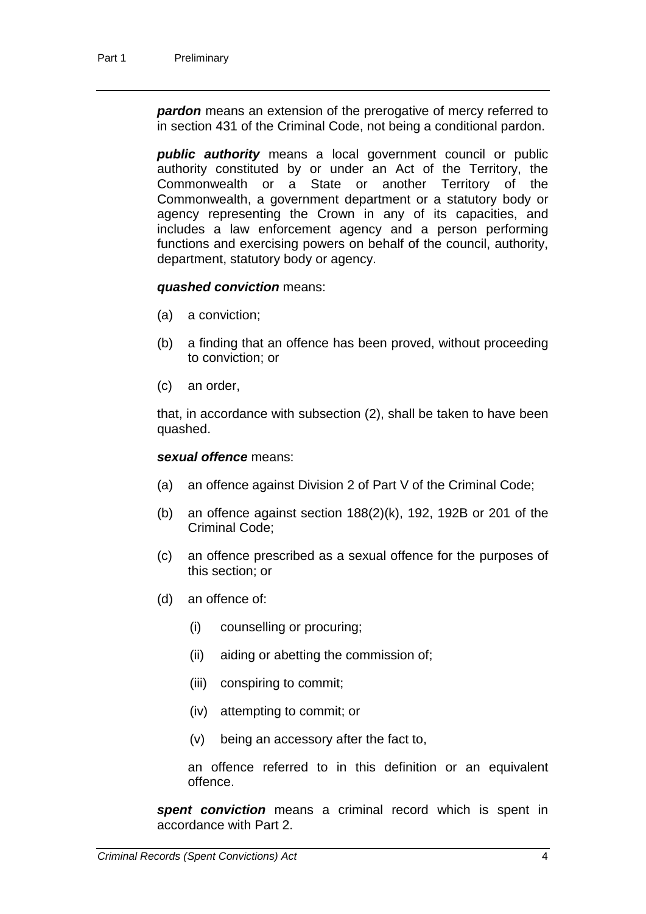***pardon*** means an extension of the prerogative of mercy referred to in section 431 of the Criminal Code, not being a conditional pardon.

***public authority*** means a local government council or public authority constituted by or under an Act of the Territory, the Commonwealth or a State or another Territory of the Commonwealth, a government department or a statutory body or agency representing the Crown in any of its capacities, and includes a law enforcement agency and a person performing functions and exercising powers on behalf of the council, authority, department, statutory body or agency.

***quashed conviction*** means:

(a) a conviction;

(b) a finding that an offence has been proved, without proceeding to conviction; or

(c) an order,

that, in accordance with subsection (2), shall be taken to have been quashed.

***sexual offence*** means:

(a) an offence against Division 2 of Part V of the Criminal Code;

(b) an offence against section 188(2)(k), 192, 192B or 201 of the Criminal Code;

(c) an offence prescribed as a sexual offence for the purposes of this section; or

(d) an offence of:

  (i) counselling or procuring;

  (ii) aiding or abetting the commission of;

  (iii) conspiring to commit;

  (iv) attempting to commit; or

  (v) being an accessory after the fact to,

an offence referred to in this definition or an equivalent offence.

***spent conviction*** means a criminal record which is spent in accordance with Part 2.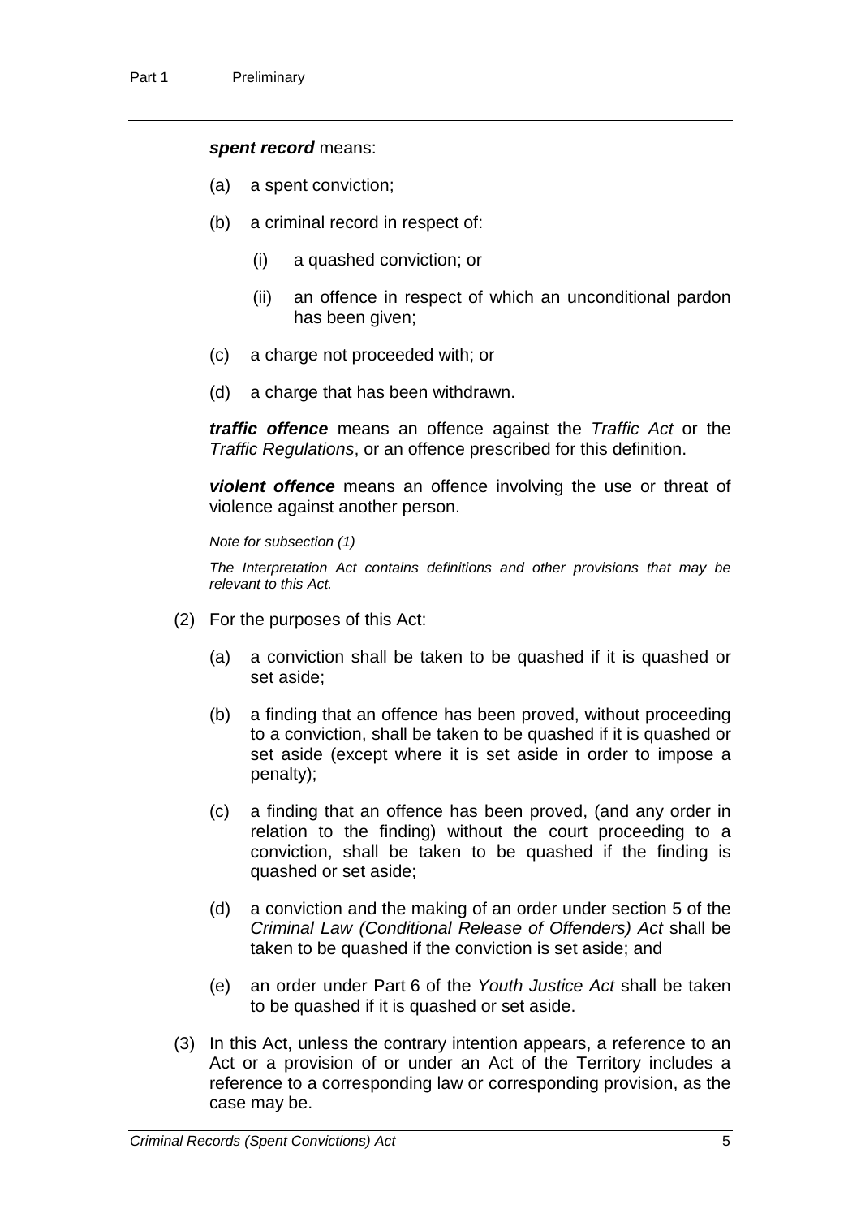***spent record*** means:

(a) a spent conviction;

(b) a criminal record in respect of:

  (i) a quashed conviction; or

  (ii) an offence in respect of which an unconditional pardon has been given;

(c) a charge not proceeded with; or

(d) a charge that has been withdrawn.

***traffic offence*** means an offence against the *Traffic Act* or the *Traffic Regulations*, or an offence prescribed for this definition.

***violent offence*** means an offence involving the use or threat of violence against another person.

*Note for subsection (1)*

*The Interpretation Act contains definitions and other provisions that may be relevant to this Act.*

(2) For the purposes of this Act:

(a) a conviction shall be taken to be quashed if it is quashed or set aside;

(b) a finding that an offence has been proved, without proceeding to a conviction, shall be taken to be quashed if it is quashed or set aside (except where it is set aside in order to impose a penalty);

(c) a finding that an offence has been proved, (and any order in relation to the finding) without the court proceeding to a conviction, shall be taken to be quashed if the finding is quashed or set aside;

(d) a conviction and the making of an order under section 5 of the *Criminal Law (Conditional Release of Offenders) Act* shall be taken to be quashed if the conviction is set aside; and

(e) an order under Part 6 of the *Youth Justice Act* shall be taken to be quashed if it is quashed or set aside.

(3) In this Act, unless the contrary intention appears, a reference to an Act or a provision of or under an Act of the Territory includes a reference to a corresponding law or corresponding provision, as the case may be.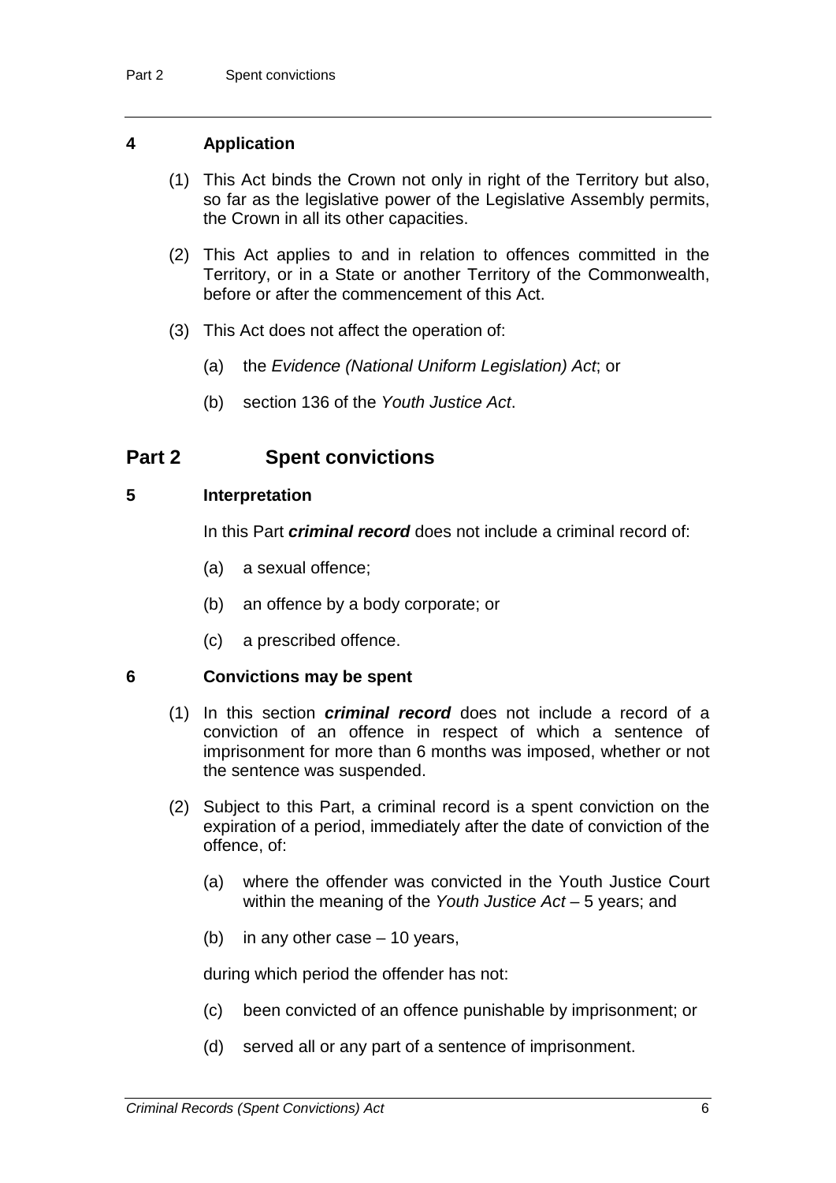### 4 Application

(1) This Act binds the Crown not only in right of the Territory but also, so far as the legislative power of the Legislative Assembly permits, the Crown in all its other capacities.

(2) This Act applies to and in relation to offences committed in the Territory, or in a State or another Territory of the Commonwealth, before or after the commencement of this Act.

(3) This Act does not affect the operation of:

(a) the *Evidence (National Uniform Legislation) Act*; or

(b) section 136 of the *Youth Justice Act*.

## Part 2 Spent convictions

### 5 Interpretation

In this Part ***criminal record*** does not include a criminal record of:

(a) a sexual offence;

(b) an offence by a body corporate; or

(c) a prescribed offence.

### 6 Convictions may be spent

(1) In this section ***criminal record*** does not include a record of a conviction of an offence in respect of which a sentence of imprisonment for more than 6 months was imposed, whether or not the sentence was suspended.

(2) Subject to this Part, a criminal record is a spent conviction on the expiration of a period, immediately after the date of conviction of the offence, of:

(a) where the offender was convicted in the Youth Justice Court within the meaning of the *Youth Justice Act* – 5 years; and

(b) in any other case – 10 years,

during which period the offender has not:

(c) been convicted of an offence punishable by imprisonment; or

(d) served all or any part of a sentence of imprisonment.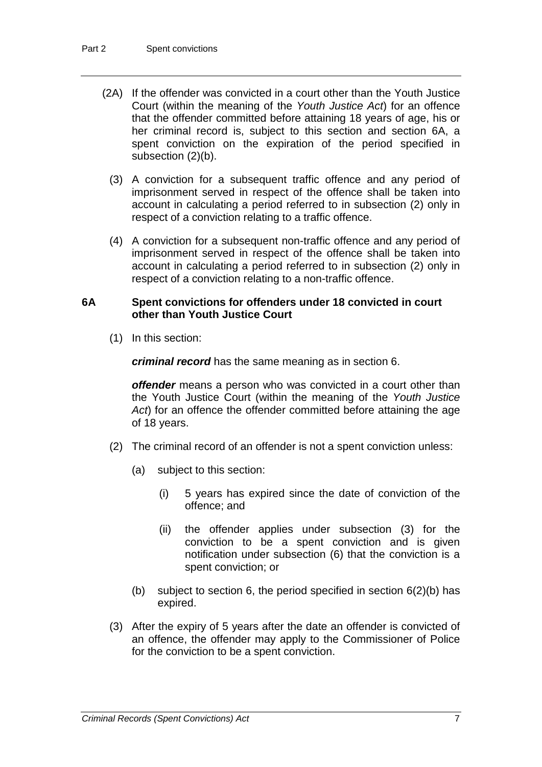(2A) If the offender was convicted in a court other than the Youth Justice Court (within the meaning of the *Youth Justice Act*) for an offence that the offender committed before attaining 18 years of age, his or her criminal record is, subject to this section and section 6A, a spent conviction on the expiration of the period specified in subsection (2)(b).

(3) A conviction for a subsequent traffic offence and any period of imprisonment served in respect of the offence shall be taken into account in calculating a period referred to in subsection (2) only in respect of a conviction relating to a traffic offence.

(4) A conviction for a subsequent non-traffic offence and any period of imprisonment served in respect of the offence shall be taken into account in calculating a period referred to in subsection (2) only in respect of a conviction relating to a non-traffic offence.

### 6A Spent convictions for offenders under 18 convicted in court other than Youth Justice Court

(1) In this section:

***criminal record*** has the same meaning as in section 6.

***offender*** means a person who was convicted in a court other than the Youth Justice Court (within the meaning of the *Youth Justice Act*) for an offence the offender committed before attaining the age of 18 years.

(2) The criminal record of an offender is not a spent conviction unless:

(a) subject to this section:

(i) 5 years has expired since the date of conviction of the offence; and

(ii) the offender applies under subsection (3) for the conviction to be a spent conviction and is given notification under subsection (6) that the conviction is a spent conviction; or

(b) subject to section 6, the period specified in section 6(2)(b) has expired.

(3) After the expiry of 5 years after the date an offender is convicted of an offence, the offender may apply to the Commissioner of Police for the conviction to be a spent conviction.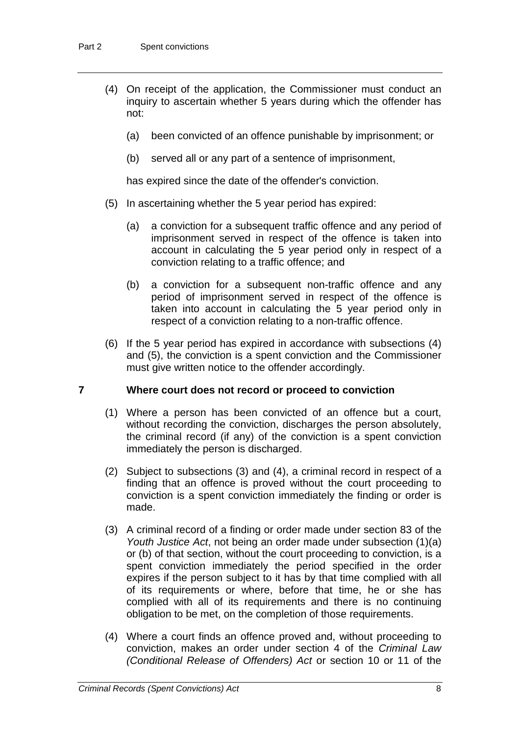(4) On receipt of the application, the Commissioner must conduct an inquiry to ascertain whether 5 years during which the offender has not:

(a) been convicted of an offence punishable by imprisonment; or

(b) served all or any part of a sentence of imprisonment,

has expired since the date of the offender's conviction.

(5) In ascertaining whether the 5 year period has expired:

(a) a conviction for a subsequent traffic offence and any period of imprisonment served in respect of the offence is taken into account in calculating the 5 year period only in respect of a conviction relating to a traffic offence; and

(b) a conviction for a subsequent non-traffic offence and any period of imprisonment served in respect of the offence is taken into account in calculating the 5 year period only in respect of a conviction relating to a non-traffic offence.

(6) If the 5 year period has expired in accordance with subsections (4) and (5), the conviction is a spent conviction and the Commissioner must give written notice to the offender accordingly.

### 7 Where court does not record or proceed to conviction

(1) Where a person has been convicted of an offence but a court, without recording the conviction, discharges the person absolutely, the criminal record (if any) of the conviction is a spent conviction immediately the person is discharged.

(2) Subject to subsections (3) and (4), a criminal record in respect of a finding that an offence is proved without the court proceeding to conviction is a spent conviction immediately the finding or order is made.

(3) A criminal record of a finding or order made under section 83 of the *Youth Justice Act*, not being an order made under subsection (1)(a) or (b) of that section, without the court proceeding to conviction, is a spent conviction immediately the period specified in the order expires if the person subject to it has by that time complied with all of its requirements or where, before that time, he or she has complied with all of its requirements and there is no continuing obligation to be met, on the completion of those requirements.

(4) Where a court finds an offence proved and, without proceeding to conviction, makes an order under section 4 of the *Criminal Law (Conditional Release of Offenders) Act* or section 10 or 11 of the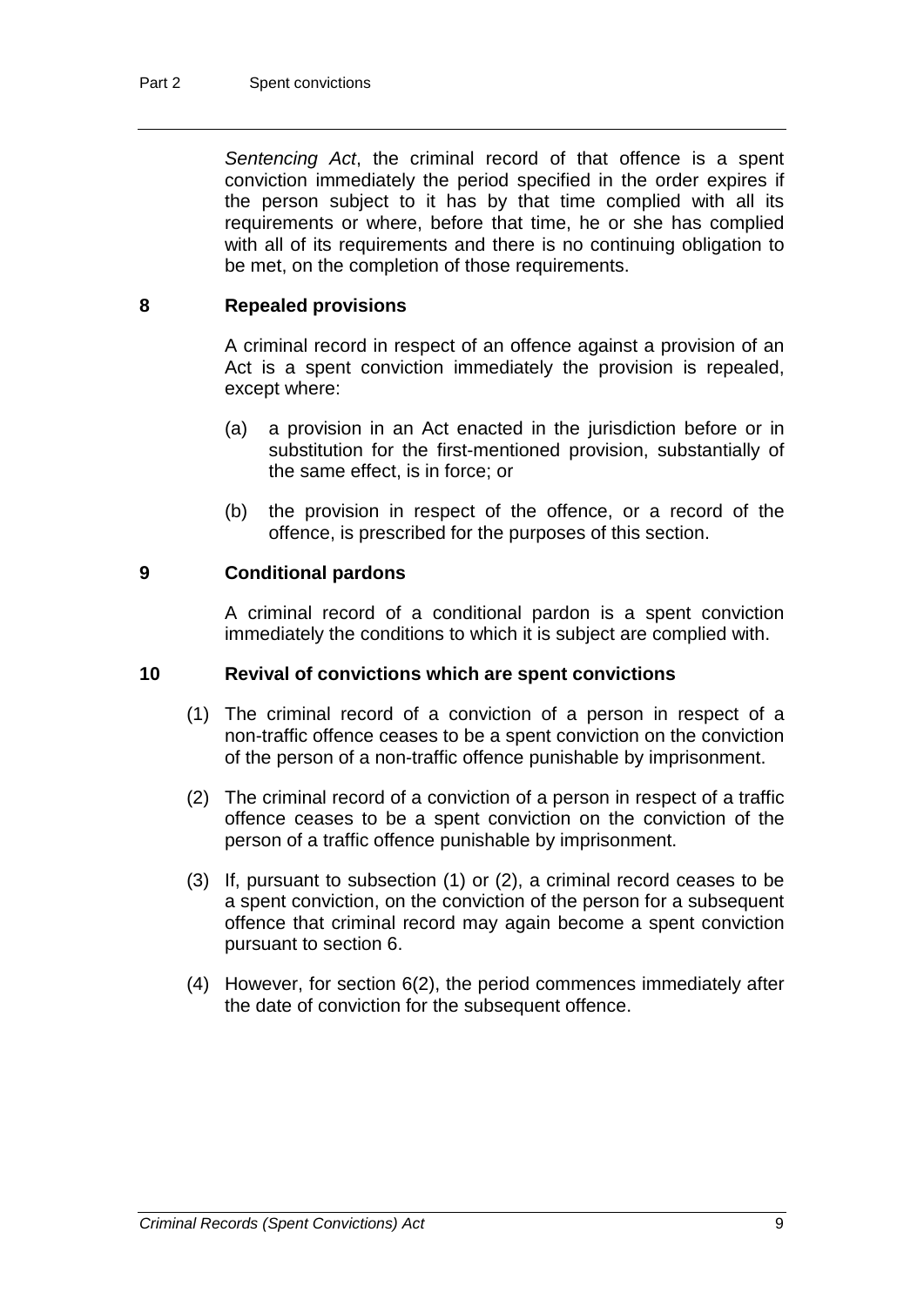*Sentencing Act*, the criminal record of that offence is a spent conviction immediately the period specified in the order expires if the person subject to it has by that time complied with all its requirements or where, before that time, he or she has complied with all of its requirements and there is no continuing obligation to be met, on the completion of those requirements.

### 8 Repealed provisions

A criminal record in respect of an offence against a provision of an Act is a spent conviction immediately the provision is repealed, except where:

(a) a provision in an Act enacted in the jurisdiction before or in substitution for the first-mentioned provision, substantially of the same effect, is in force; or

(b) the provision in respect of the offence, or a record of the offence, is prescribed for the purposes of this section.

### 9 Conditional pardons

A criminal record of a conditional pardon is a spent conviction immediately the conditions to which it is subject are complied with.

### 10 Revival of convictions which are spent convictions

(1) The criminal record of a conviction of a person in respect of a non-traffic offence ceases to be a spent conviction on the conviction of the person of a non-traffic offence punishable by imprisonment.

(2) The criminal record of a conviction of a person in respect of a traffic offence ceases to be a spent conviction on the conviction of the person of a traffic offence punishable by imprisonment.

(3) If, pursuant to subsection (1) or (2), a criminal record ceases to be a spent conviction, on the conviction of the person for a subsequent offence that criminal record may again become a spent conviction pursuant to section 6.

(4) However, for section 6(2), the period commences immediately after the date of conviction for the subsequent offence.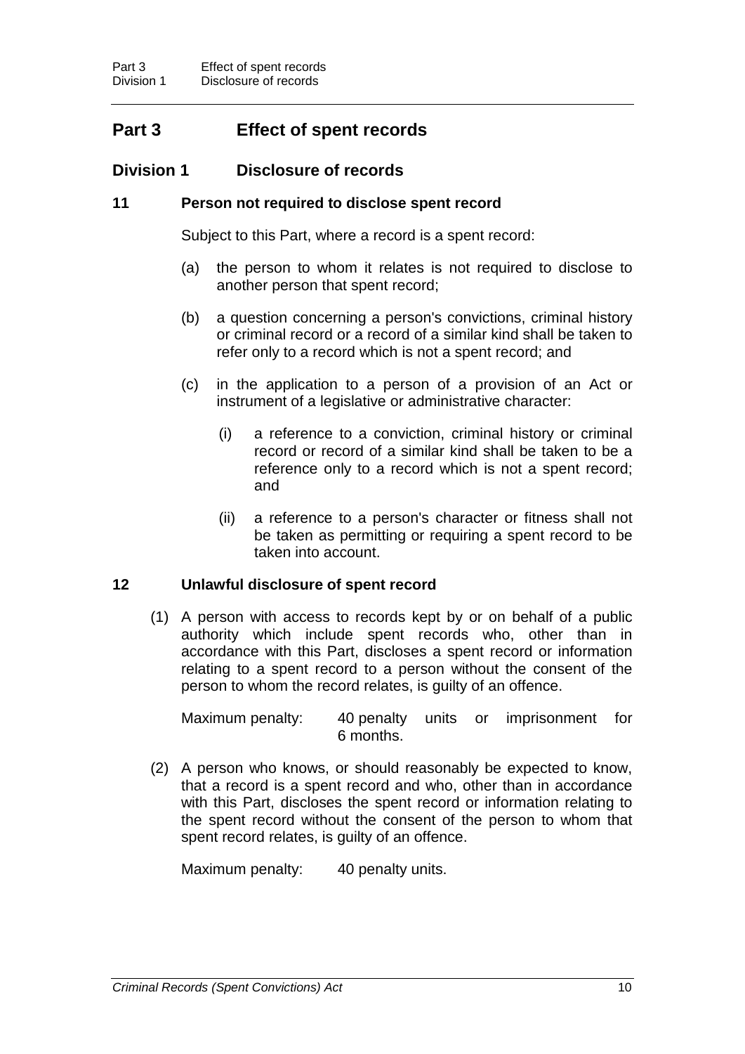# Part 3 Effect of spent records

## Division 1 Disclosure of records

### 11 Person not required to disclose spent record

Subject to this Part, where a record is a spent record:

(a) the person to whom it relates is not required to disclose to another person that spent record;

(b) a question concerning a person's convictions, criminal history or criminal record or a record of a similar kind shall be taken to refer only to a record which is not a spent record; and

(c) in the application to a person of a provision of an Act or instrument of a legislative or administrative character:

  (i) a reference to a conviction, criminal history or criminal record or record of a similar kind shall be taken to be a reference only to a record which is not a spent record; and

  (ii) a reference to a person's character or fitness shall not be taken as permitting or requiring a spent record to be taken into account.

### 12 Unlawful disclosure of spent record

(1) A person with access to records kept by or on behalf of a public authority which include spent records who, other than in accordance with this Part, discloses a spent record or information relating to a spent record to a person without the consent of the person to whom the record relates, is guilty of an offence.

Maximum penalty: 40 penalty units or imprisonment for 6 months.

(2) A person who knows, or should reasonably be expected to know, that a record is a spent record and who, other than in accordance with this Part, discloses the spent record or information relating to the spent record without the consent of the person to whom that spent record relates, is guilty of an offence.

Maximum penalty: 40 penalty units.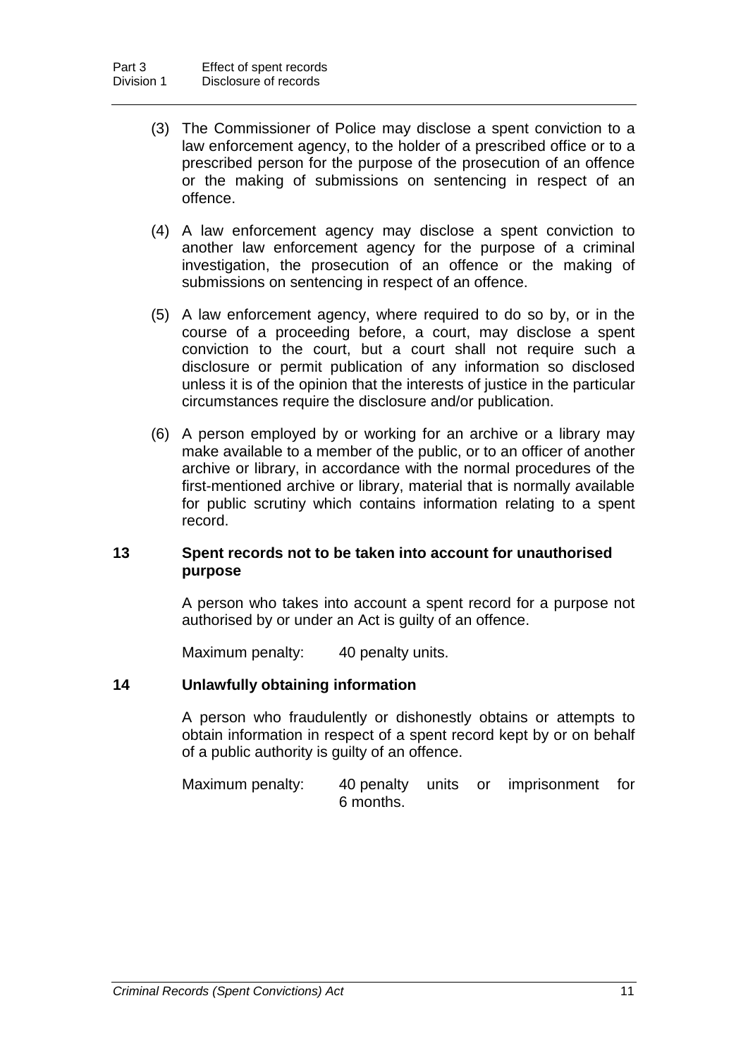(3) The Commissioner of Police may disclose a spent conviction to a law enforcement agency, to the holder of a prescribed office or to a prescribed person for the purpose of the prosecution of an offence or the making of submissions on sentencing in respect of an offence.

(4) A law enforcement agency may disclose a spent conviction to another law enforcement agency for the purpose of a criminal investigation, the prosecution of an offence or the making of submissions on sentencing in respect of an offence.

(5) A law enforcement agency, where required to do so by, or in the course of a proceeding before, a court, may disclose a spent conviction to the court, but a court shall not require such a disclosure or permit publication of any information so disclosed unless it is of the opinion that the interests of justice in the particular circumstances require the disclosure and/or publication.

(6) A person employed by or working for an archive or a library may make available to a member of the public, or to an officer of another archive or library, in accordance with the normal procedures of the first-mentioned archive or library, material that is normally available for public scrutiny which contains information relating to a spent record.

### 13 Spent records not to be taken into account for unauthorised purpose

A person who takes into account a spent record for a purpose not authorised by or under an Act is guilty of an offence.

Maximum penalty: 40 penalty units.

### 14 Unlawfully obtaining information

A person who fraudulently or dishonestly obtains or attempts to obtain information in respect of a spent record kept by or on behalf of a public authority is guilty of an offence.

Maximum penalty: 40 penalty units or imprisonment for 6 months.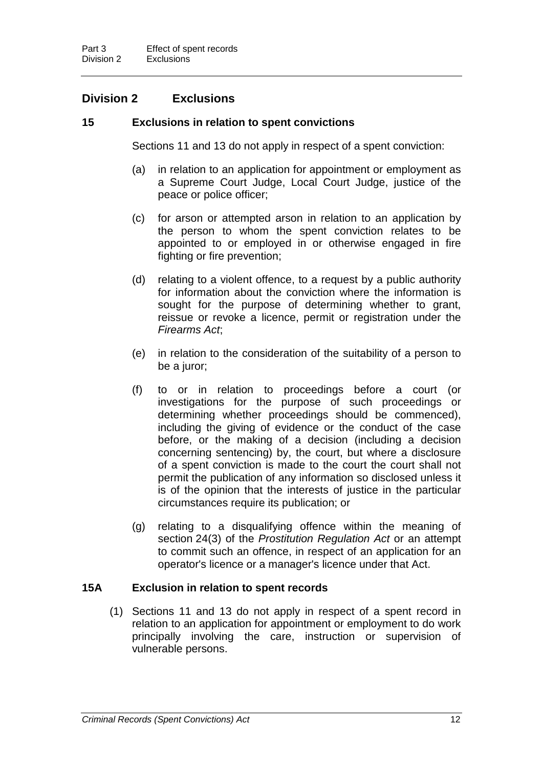## Division 2 Exclusions

### 15 Exclusions in relation to spent convictions

Sections 11 and 13 do not apply in respect of a spent conviction:

(a) in relation to an application for appointment or employment as a Supreme Court Judge, Local Court Judge, justice of the peace or police officer;

(c) for arson or attempted arson in relation to an application by the person to whom the spent conviction relates to be appointed to or employed in or otherwise engaged in fire fighting or fire prevention;

(d) relating to a violent offence, to a request by a public authority for information about the conviction where the information is sought for the purpose of determining whether to grant, reissue or revoke a licence, permit or registration under the *Firearms Act*;

(e) in relation to the consideration of the suitability of a person to be a juror;

(f) to or in relation to proceedings before a court (or investigations for the purpose of such proceedings or determining whether proceedings should be commenced), including the giving of evidence or the conduct of the case before, or the making of a decision (including a decision concerning sentencing) by, the court, but where a disclosure of a spent conviction is made to the court the court shall not permit the publication of any information so disclosed unless it is of the opinion that the interests of justice in the particular circumstances require its publication; or

(g) relating to a disqualifying offence within the meaning of section 24(3) of the *Prostitution Regulation Act* or an attempt to commit such an offence, in respect of an application for an operator's licence or a manager's licence under that Act.

### 15A Exclusion in relation to spent records

(1) Sections 11 and 13 do not apply in respect of a spent record in relation to an application for appointment or employment to do work principally involving the care, instruction or supervision of vulnerable persons.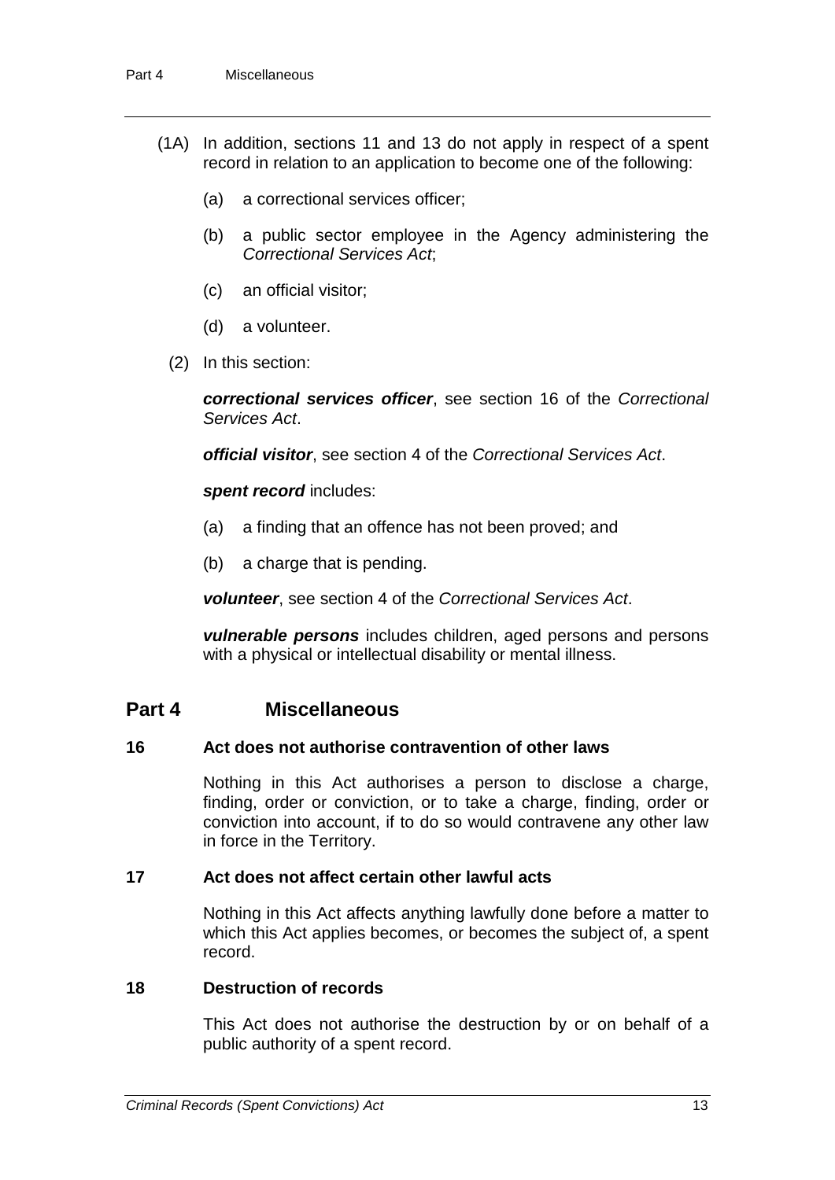(1A) In addition, sections 11 and 13 do not apply in respect of a spent record in relation to an application to become one of the following:

(a) a correctional services officer;

(b) a public sector employee in the Agency administering the *Correctional Services Act*;

(c) an official visitor;

(d) a volunteer.

(2) In this section:

***correctional services officer***, see section 16 of the *Correctional Services Act*.

***official visitor***, see section 4 of the *Correctional Services Act*.

***spent record*** includes:

(a) a finding that an offence has not been proved; and

(b) a charge that is pending.

***volunteer***, see section 4 of the *Correctional Services Act*.

***vulnerable persons*** includes children, aged persons and persons with a physical or intellectual disability or mental illness.

# Part 4 Miscellaneous

### 16 Act does not authorise contravention of other laws

Nothing in this Act authorises a person to disclose a charge, finding, order or conviction, or to take a charge, finding, order or conviction into account, if to do so would contravene any other law in force in the Territory.

### 17 Act does not affect certain other lawful acts

Nothing in this Act affects anything lawfully done before a matter to which this Act applies becomes, or becomes the subject of, a spent record.

### 18 Destruction of records

This Act does not authorise the destruction by or on behalf of a public authority of a spent record.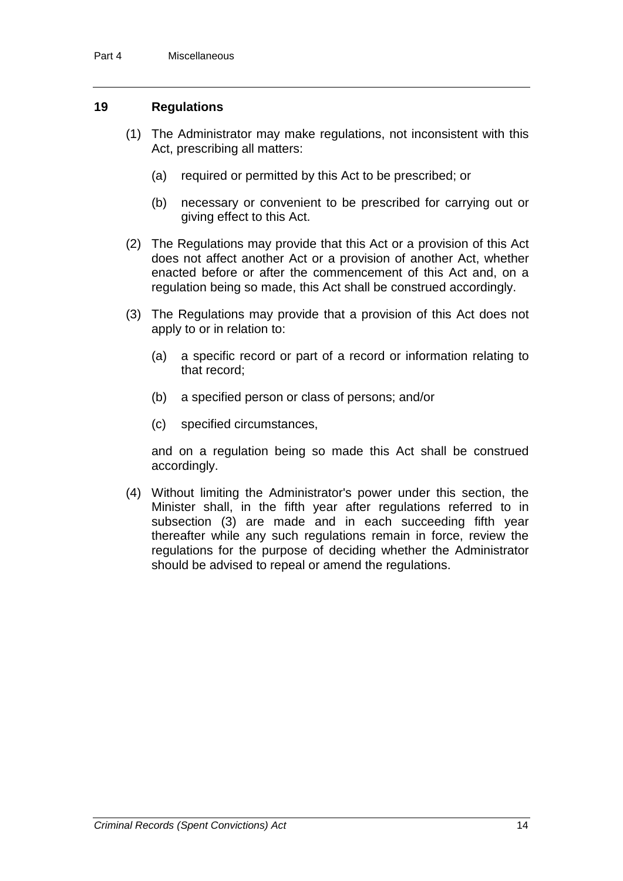## 19 Regulations

(1) The Administrator may make regulations, not inconsistent with this Act, prescribing all matters:

(a) required or permitted by this Act to be prescribed; or

(b) necessary or convenient to be prescribed for carrying out or giving effect to this Act.

(2) The Regulations may provide that this Act or a provision of this Act does not affect another Act or a provision of another Act, whether enacted before or after the commencement of this Act and, on a regulation being so made, this Act shall be construed accordingly.

(3) The Regulations may provide that a provision of this Act does not apply to or in relation to:

(a) a specific record or part of a record or information relating to that record;

(b) a specified person or class of persons; and/or

(c) specified circumstances,

and on a regulation being so made this Act shall be construed accordingly.

(4) Without limiting the Administrator's power under this section, the Minister shall, in the fifth year after regulations referred to in subsection (3) are made and in each succeeding fifth year thereafter while any such regulations remain in force, review the regulations for the purpose of deciding whether the Administrator should be advised to repeal or amend the regulations.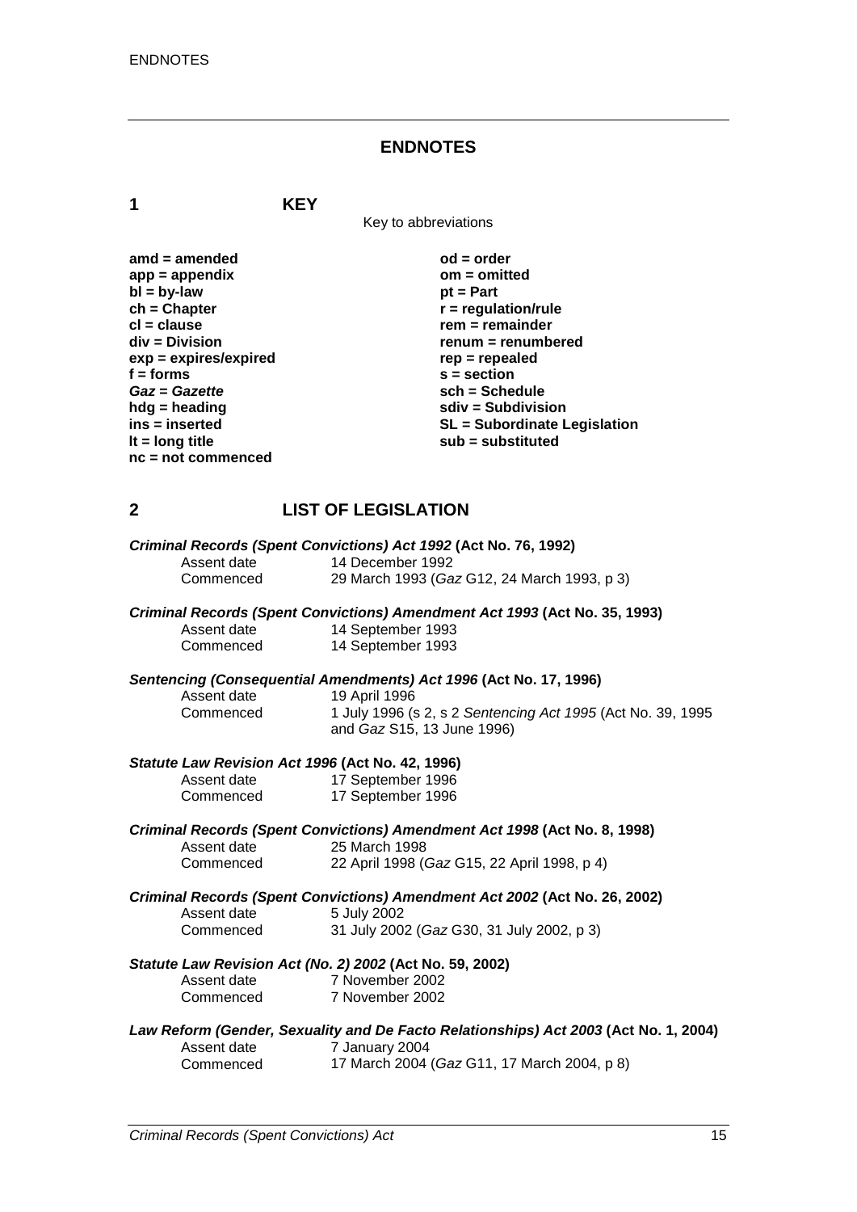## ENDNOTES

### 1 KEY

Key to abbreviations

| | |
|---|---|
| **amd = amended** | **od = order** |
| **app = appendix** | **om = omitted** |
| **bl = by-law** | **pt = Part** |
| **ch = Chapter** | **r = regulation/rule** |
| **cl = clause** | **rem = remainder** |
| **div = Division** | **renum = renumbered** |
| **exp = expires/expired** | **rep = repealed** |
| **f = forms** | **s = section** |
| ***Gaz* = *Gazette*** | **sch = Schedule** |
| **hdg = heading** | **sdiv = Subdivision** |
| **ins = inserted** | **SL = Subordinate Legislation** |
| **lt = long title** | **sub = substituted** |
| **nc = not commenced** | |

### 2 LIST OF LEGISLATION

***Criminal Records (Spent Convictions) Act 1992*** **(Act No. 76, 1992)**

| | |
|---|---|
| Assent date | 14 December 1992 |
| Commenced | 29 March 1993 (*Gaz* G12, 24 March 1993, p 3) |

***Criminal Records (Spent Convictions) Amendment Act 1993*** **(Act No. 35, 1993)**

| | |
|---|---|
| Assent date | 14 September 1993 |
| Commenced | 14 September 1993 |

***Sentencing (Consequential Amendments) Act 1996*** **(Act No. 17, 1996)**

| | |
|---|---|
| Assent date | 19 April 1996 |
| Commenced | 1 July 1996 (s 2, s 2 *Sentencing Act 1995* (Act No. 39, 1995 and *Gaz* S15, 13 June 1996) |

***Statute Law Revision Act 1996*** **(Act No. 42, 1996)**

| | |
|---|---|
| Assent date | 17 September 1996 |
| Commenced | 17 September 1996 |

***Criminal Records (Spent Convictions) Amendment Act 1998*** **(Act No. 8, 1998)**

| | |
|---|---|
| Assent date | 25 March 1998 |
| Commenced | 22 April 1998 (*Gaz* G15, 22 April 1998, p 4) |

***Criminal Records (Spent Convictions) Amendment Act 2002*** **(Act No. 26, 2002)**

| | |
|---|---|
| Assent date | 5 July 2002 |
| Commenced | 31 July 2002 (*Gaz* G30, 31 July 2002, p 3) |

***Statute Law Revision Act (No. 2) 2002*** **(Act No. 59, 2002)**

| | |
|---|---|
| Assent date | 7 November 2002 |
| Commenced | 7 November 2002 |

***Law Reform (Gender, Sexuality and De Facto Relationships) Act 2003*** **(Act No. 1, 2004)**

| | |
|---|---|
| Assent date | 7 January 2004 |
| Commenced | 17 March 2004 (*Gaz* G11, 17 March 2004, p 8) |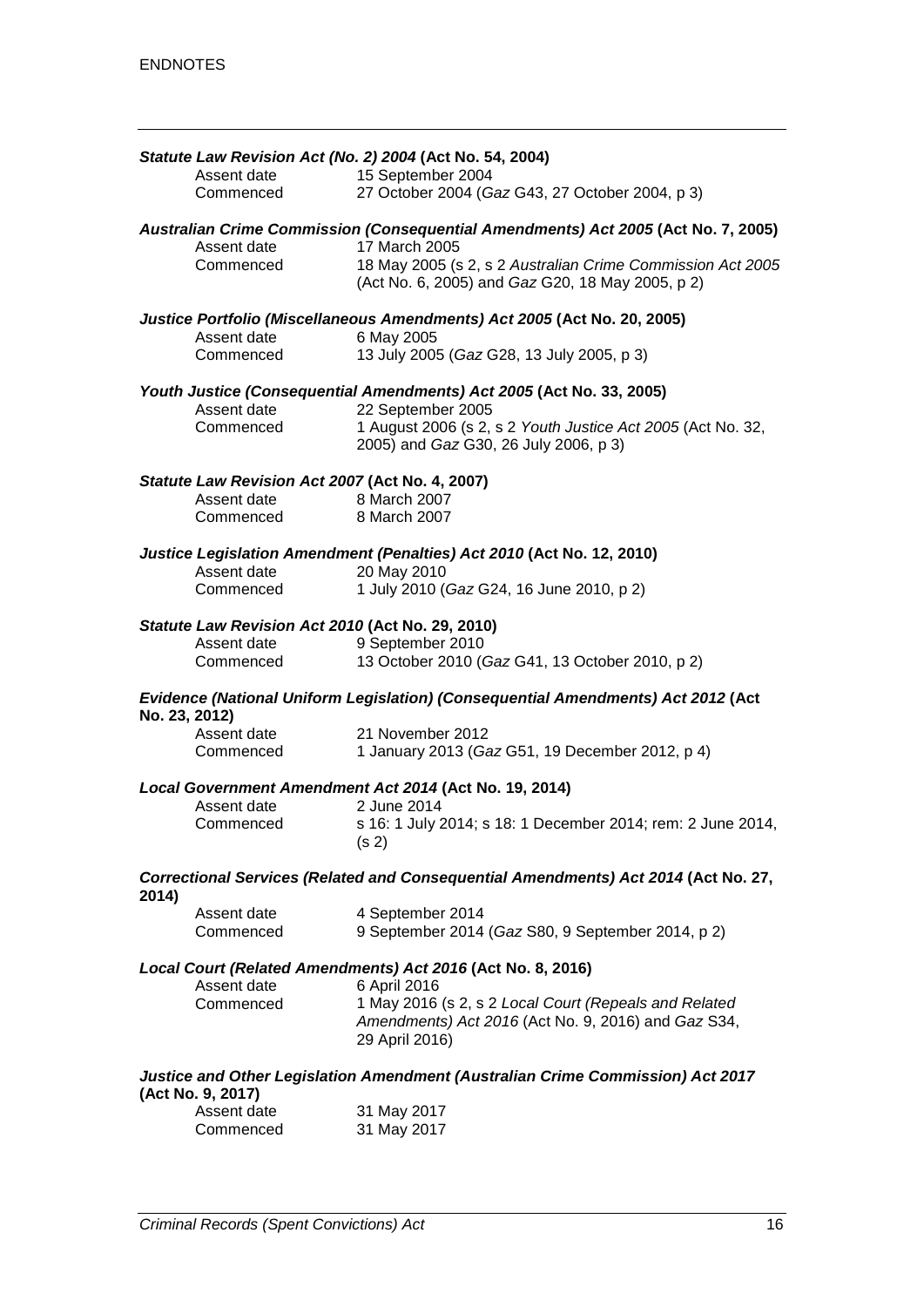***Statute Law Revision Act (No. 2) 2004* (Act No. 54, 2004)**

| | |
|---|---|
| Assent date | 15 September 2004 |
| Commenced | 27 October 2004 (*Gaz* G43, 27 October 2004, p 3) |

***Australian Crime Commission (Consequential Amendments) Act 2005* (Act No. 7, 2005)**

| | |
|---|---|
| Assent date | 17 March 2005 |
| Commenced | 18 May 2005 (s 2, s 2 *Australian Crime Commission Act 2005* (Act No. 6, 2005) and *Gaz* G20, 18 May 2005, p 2) |

***Justice Portfolio (Miscellaneous Amendments) Act 2005* (Act No. 20, 2005)**

| | |
|---|---|
| Assent date | 6 May 2005 |
| Commenced | 13 July 2005 (*Gaz* G28, 13 July 2005, p 3) |

***Youth Justice (Consequential Amendments) Act 2005* (Act No. 33, 2005)**

| | |
|---|---|
| Assent date | 22 September 2005 |
| Commenced | 1 August 2006 (s 2, s 2 *Youth Justice Act 2005* (Act No. 32, 2005) and *Gaz* G30, 26 July 2006, p 3) |

***Statute Law Revision Act 2007* (Act No. 4, 2007)**

| | |
|---|---|
| Assent date | 8 March 2007 |
| Commenced | 8 March 2007 |

***Justice Legislation Amendment (Penalties) Act 2010* (Act No. 12, 2010)**

| | |
|---|---|
| Assent date | 20 May 2010 |
| Commenced | 1 July 2010 (*Gaz* G24, 16 June 2010, p 2) |

***Statute Law Revision Act 2010* (Act No. 29, 2010)**

| | |
|---|---|
| Assent date | 9 September 2010 |
| Commenced | 13 October 2010 (*Gaz* G41, 13 October 2010, p 2) |

***Evidence (National Uniform Legislation) (Consequential Amendments) Act 2012* (Act No. 23, 2012)**

| | |
|---|---|
| Assent date | 21 November 2012 |
| Commenced | 1 January 2013 (*Gaz* G51, 19 December 2012, p 4) |

***Local Government Amendment Act 2014* (Act No. 19, 2014)**

| | |
|---|---|
| Assent date | 2 June 2014 |
| Commenced | s 16: 1 July 2014; s 18: 1 December 2014; rem: 2 June 2014, (s 2) |

***Correctional Services (Related and Consequential Amendments) Act 2014* (Act No. 27, 2014)**

| | |
|---|---|
| Assent date | 4 September 2014 |
| Commenced | 9 September 2014 (*Gaz* S80, 9 September 2014, p 2) |

***Local Court (Related Amendments) Act 2016* (Act No. 8, 2016)**

| | |
|---|---|
| Assent date | 6 April 2016 |
| Commenced | 1 May 2016 (s 2, s 2 *Local Court (Repeals and Related Amendments) Act 2016* (Act No. 9, 2016) and *Gaz* S34, 29 April 2016) |

***Justice and Other Legislation Amendment (Australian Crime Commission) Act 2017* (Act No. 9, 2017)**

| | |
|---|---|
| Assent date | 31 May 2017 |
| Commenced | 31 May 2017 |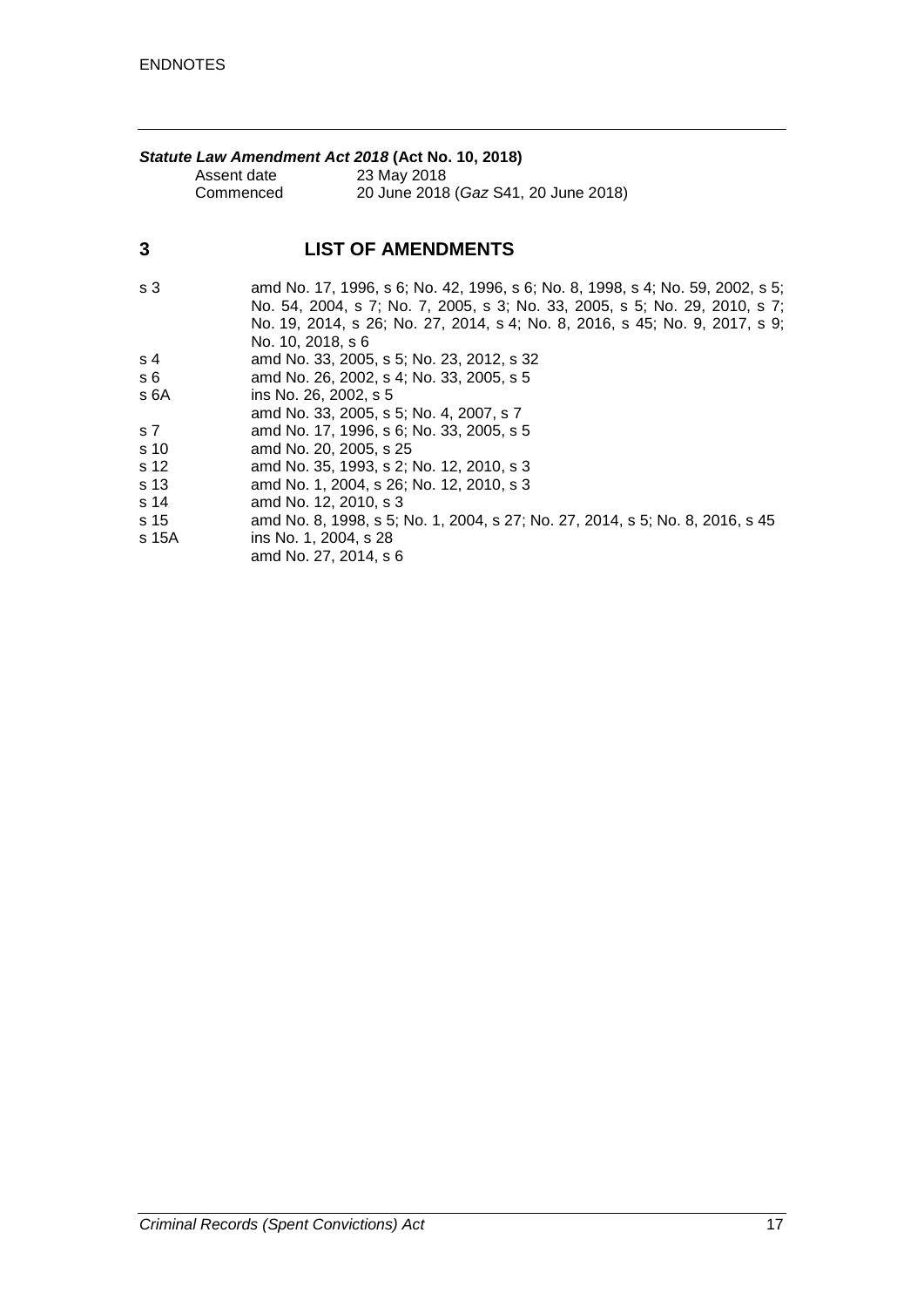***Statute Law Amendment Act 2018* (Act No. 10, 2018)**

| | |
|---|---|
| Assent date | 23 May 2018 |
| Commenced | 20 June 2018 (*Gaz* S41, 20 June 2018) |

## 3 LIST OF AMENDMENTS

| | |
|---|---|
| s 3 | amd No. 17, 1996, s 6; No. 42, 1996, s 6; No. 8, 1998, s 4; No. 59, 2002, s 5; No. 54, 2004, s 7; No. 7, 2005, s 3; No. 33, 2005, s 5; No. 29, 2010, s 7; No. 19, 2014, s 26; No. 27, 2014, s 4; No. 8, 2016, s 45; No. 9, 2017, s 9; No. 10, 2018, s 6 |
| s 4 | amd No. 33, 2005, s 5; No. 23, 2012, s 32 |
| s 6 | amd No. 26, 2002, s 4; No. 33, 2005, s 5 |
| s 6A | ins No. 26, 2002, s 5 |
| | amd No. 33, 2005, s 5; No. 4, 2007, s 7 |
| s 7 | amd No. 17, 1996, s 6; No. 33, 2005, s 5 |
| s 10 | amd No. 20, 2005, s 25 |
| s 12 | amd No. 35, 1993, s 2; No. 12, 2010, s 3 |
| s 13 | amd No. 1, 2004, s 26; No. 12, 2010, s 3 |
| s 14 | amd No. 12, 2010, s 3 |
| s 15 | amd No. 8, 1998, s 5; No. 1, 2004, s 27; No. 27, 2014, s 5; No. 8, 2016, s 45 |
| s 15A | ins No. 1, 2004, s 28 |
| | amd No. 27, 2014, s 6 |